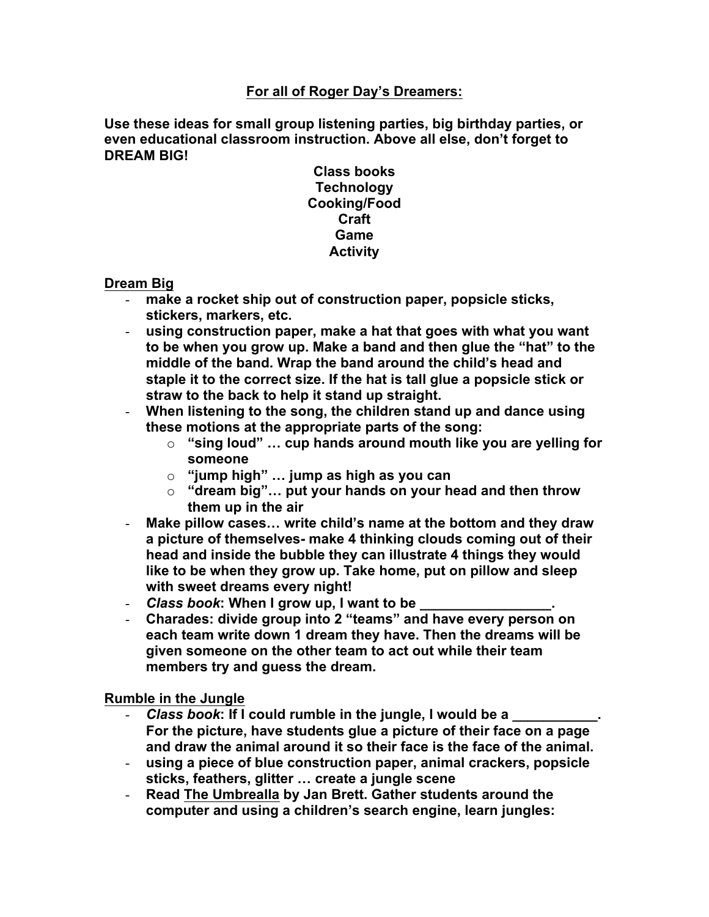## For all of Roger Day's Dreamers:

**Use these ideas for small group listening parties, big birthday parties, or even educational classroom instruction. Above all else, don't forget to DREAM BIG!**

**Class books**
**Technology**
**Cooking/Food**
**Craft**
**Game**
**Activity**

### Dream Big

- **make a rocket ship out of construction paper, popsicle sticks, stickers, markers, etc.**
- **using construction paper, make a hat that goes with what you want to be when you grow up. Make a band and then glue the "hat" to the middle of the band. Wrap the band around the child's head and staple it to the correct size. If the hat is tall glue a popsicle stick or straw to the back to help it stand up straight.**
- **When listening to the song, the children stand up and dance using these motions at the appropriate parts of the song:**
    - **"sing loud" … cup hands around mouth like you are yelling for someone**
    - **"jump high" … jump as high as you can**
    - **"dream big"… put your hands on your head and then throw them up in the air**
- **Make pillow cases… write child's name at the bottom and they draw a picture of themselves- make 4 thinking clouds coming out of their head and inside the bubble they can illustrate 4 things they would like to be when they grow up. Take home, put on pillow and sleep with sweet dreams every night!**
- ***Class book*: When I grow up, I want to be _________________.**
- **Charades: divide group into 2 "teams" and have every person on each team write down 1 dream they have. Then the dreams will be given someone on the other team to act out while their team members try and guess the dream.**

### Rumble in the Jungle

- ***Class book*: If I could rumble in the jungle, I would be a ___________. For the picture, have students glue a picture of their face on a page and draw the animal around it so their face is the face of the animal.**
- **using a piece of blue construction paper, animal crackers, popsicle sticks, feathers, glitter … create a jungle scene**
- **Read The Umbrealla by Jan Brett. Gather students around the computer and using a children's search engine, learn jungles:**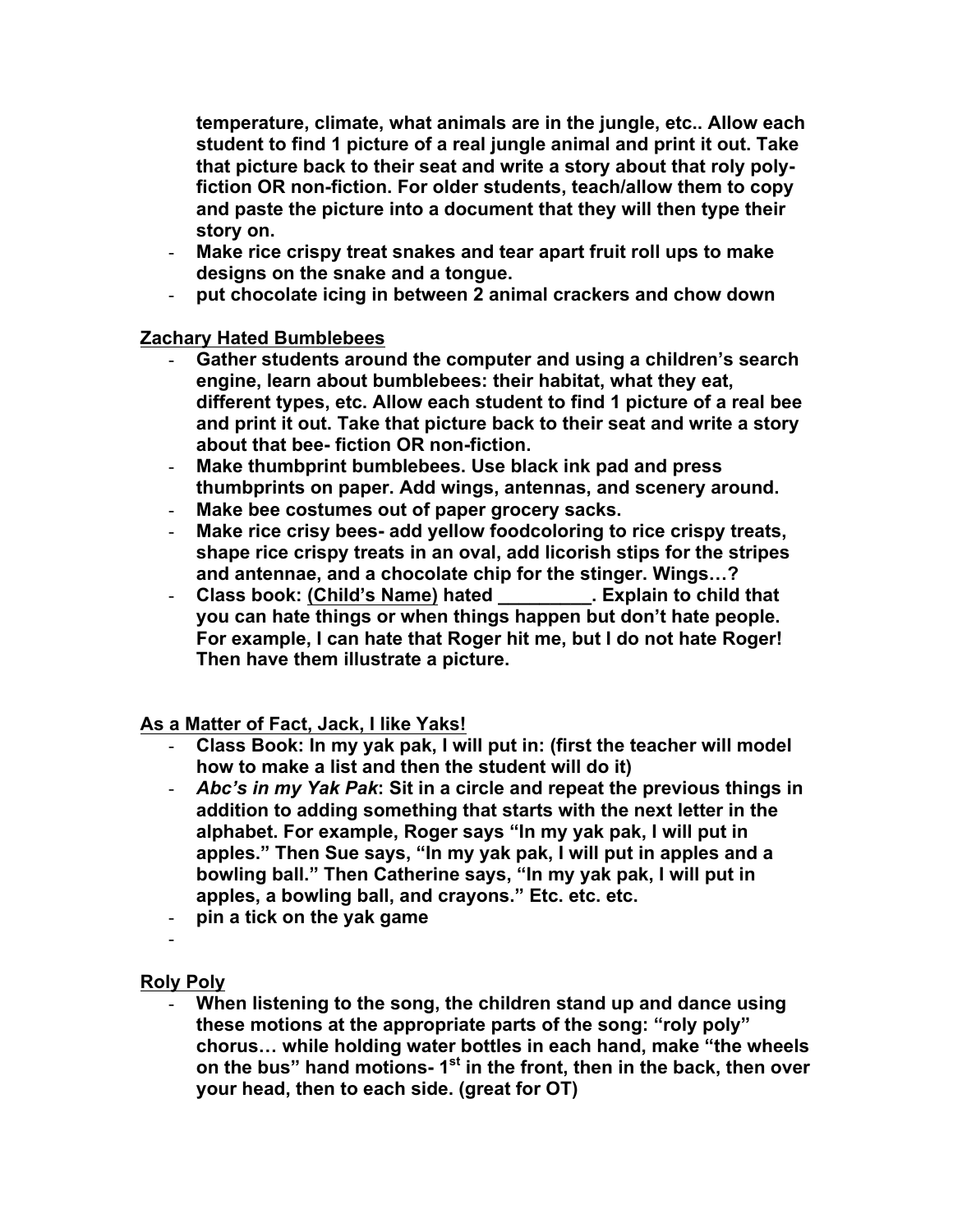**temperature, climate, what animals are in the jungle, etc.. Allow each student to find 1 picture of a real jungle animal and print it out. Take that picture back to their seat and write a story about that roly poly- fiction OR non-fiction. For older students, teach/allow them to copy and paste the picture into a document that they will then type their story on.**

- **Make rice crispy treat snakes and tear apart fruit roll ups to make designs on the snake and a tongue.**
- **put chocolate icing in between 2 animal crackers and chow down**

<u>**Zachary Hated Bumblebees**</u>

- **Gather students around the computer and using a children's search engine, learn about bumblebees: their habitat, what they eat, different types, etc. Allow each student to find 1 picture of a real bee and print it out. Take that picture back to their seat and write a story about that bee- fiction OR non-fiction.**
- **Make thumbprint bumblebees. Use black ink pad and press thumbprints on paper. Add wings, antennas, and scenery around.**
- **Make bee costumes out of paper grocery sacks.**
- **Make rice crisy bees- add yellow foodcoloring to rice crispy treats, shape rice crispy treats in an oval, add licorish stips for the stripes and antennae, and a chocolate chip for the stinger. Wings…?**
- **Class book: <u>(Child's Name)</u> hated _________. Explain to child that you can hate things or when things happen but don't hate people. For example, I can hate that Roger hit me, but I do not hate Roger! Then have them illustrate a picture.**

<u>**As a Matter of Fact, Jack, I like Yaks!**</u>

- **Class Book: In my yak pak, I will put in: (first the teacher will model how to make a list and then the student will do it)**
- ***Abc's in my Yak Pak*: Sit in a circle and repeat the previous things in addition to adding something that starts with the next letter in the alphabet. For example, Roger says "In my yak pak, I will put in apples." Then Sue says, "In my yak pak, I will put in apples and a bowling ball." Then Catherine says, "In my yak pak, I will put in apples, a bowling ball, and crayons." Etc. etc. etc.**
- **pin a tick on the yak game**
-

<u>**Roly Poly**</u>

- **When listening to the song, the children stand up and dance using these motions at the appropriate parts of the song: "roly poly" chorus… while holding water bottles in each hand, make "the wheels on the bus" hand motions- 1st in the front, then in the back, then over your head, then to each side. (great for OT)**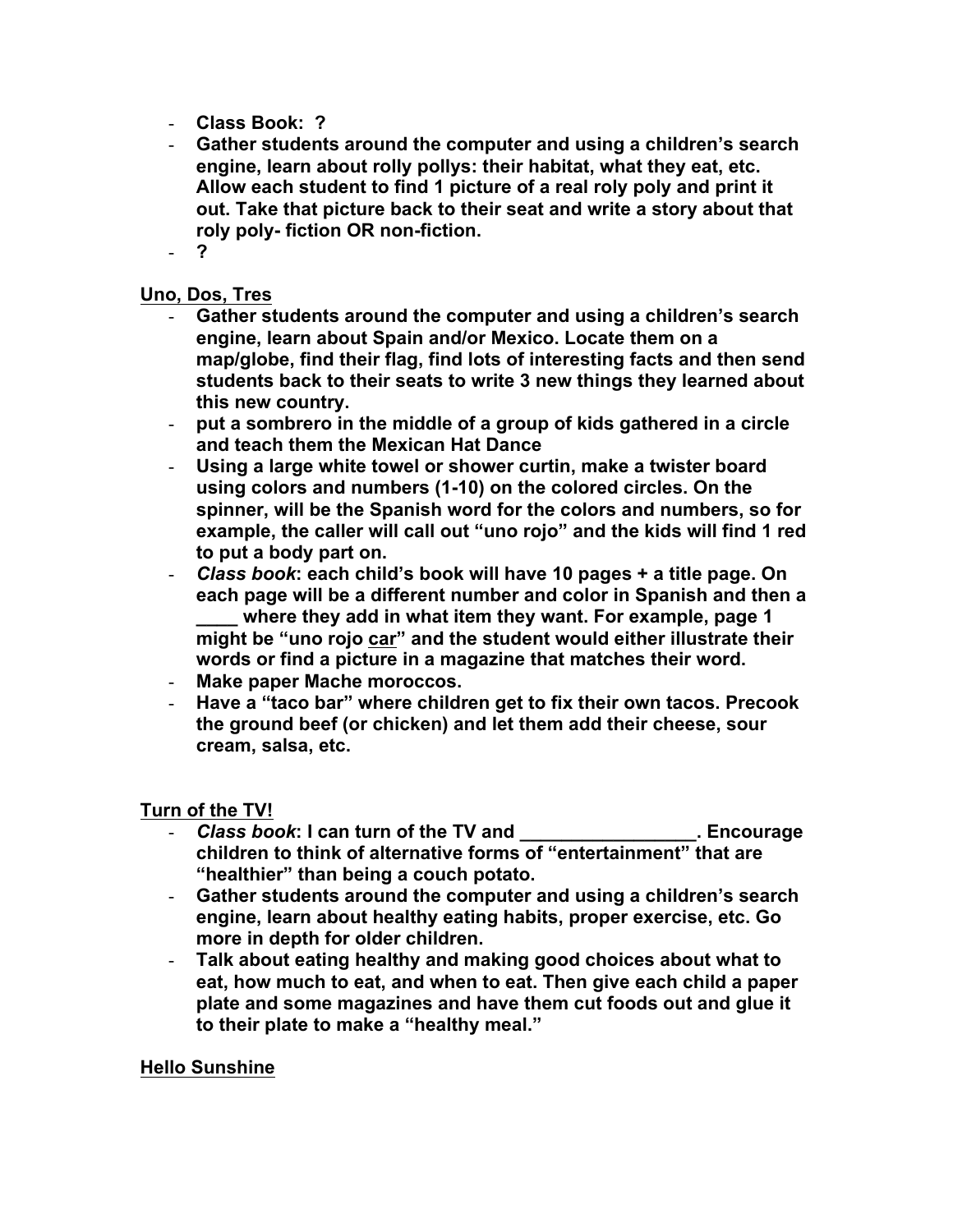- **Class Book: ?**
- **Gather students around the computer and using a children's search engine, learn about rolly pollys: their habitat, what they eat, etc. Allow each student to find 1 picture of a real roly poly and print it out. Take that picture back to their seat and write a story about that roly poly- fiction OR non-fiction.**
- **?**

**Uno, Dos, Tres**

- **Gather students around the computer and using a children's search engine, learn about Spain and/or Mexico. Locate them on a map/globe, find their flag, find lots of interesting facts and then send students back to their seats to write 3 new things they learned about this new country.**
- **put a sombrero in the middle of a group of kids gathered in a circle and teach them the Mexican Hat Dance**
- **Using a large white towel or shower curtin, make a twister board using colors and numbers (1-10) on the colored circles. On the spinner, will be the Spanish word for the colors and numbers, so for example, the caller will call out "uno rojo" and the kids will find 1 red to put a body part on.**
- ***Class book*: each child's book will have 10 pages + a title page. On each page will be a different number and color in Spanish and then a ____ where they add in what item they want. For example, page 1 might be "uno rojo car" and the student would either illustrate their words or find a picture in a magazine that matches their word.**
- **Make paper Mache moroccos.**
- **Have a "taco bar" where children get to fix their own tacos. Precook the ground beef (or chicken) and let them add their cheese, sour cream, salsa, etc.**

**Turn of the TV!**

- ***Class book*: I can turn of the TV and _________________. Encourage children to think of alternative forms of "entertainment" that are "healthier" than being a couch potato.**
- **Gather students around the computer and using a children's search engine, learn about healthy eating habits, proper exercise, etc. Go more in depth for older children.**
- **Talk about eating healthy and making good choices about what to eat, how much to eat, and when to eat. Then give each child a paper plate and some magazines and have them cut foods out and glue it to their plate to make a "healthy meal."**

**Hello Sunshine**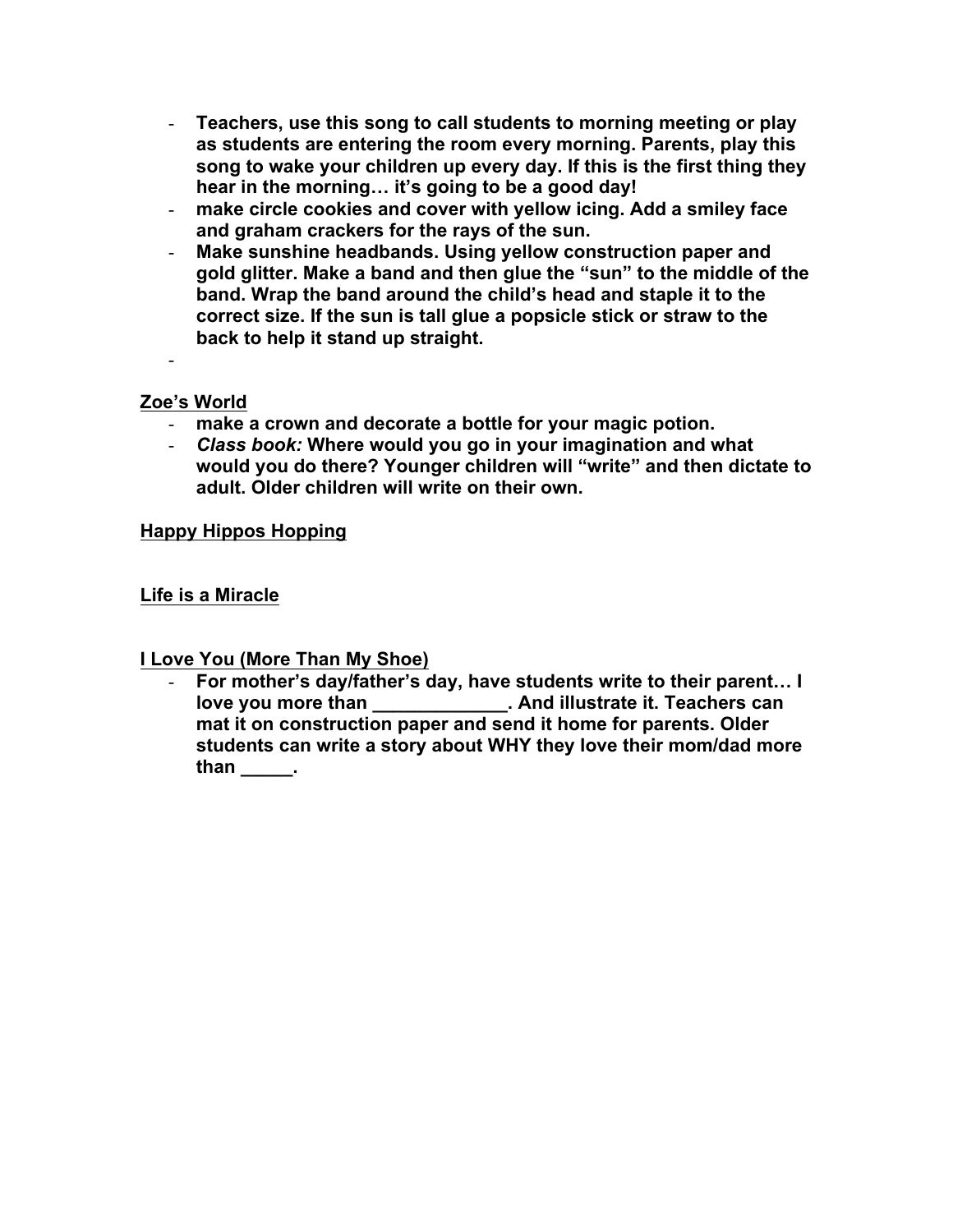- **Teachers, use this song to call students to morning meeting or play as students are entering the room every morning. Parents, play this song to wake your children up every day. If this is the first thing they hear in the morning… it's going to be a good day!**
- **make circle cookies and cover with yellow icing. Add a smiley face and graham crackers for the rays of the sun.**
- **Make sunshine headbands. Using yellow construction paper and gold glitter. Make a band and then glue the "sun" to the middle of the band. Wrap the band around the child's head and staple it to the correct size. If the sun is tall glue a popsicle stick or straw to the back to help it stand up straight.**
-

<u>**Zoe's World**</u>

- **make a crown and decorate a bottle for your magic potion.**
- ***Class book:* Where would you go in your imagination and what would you do there? Younger children will "write" and then dictate to adult. Older children will write on their own.**

<u>**Happy Hippos Hopping**</u>

<u>**Life is a Miracle**</u>

<u>**I Love You (More Than My Shoe)**</u>

- **For mother's day/father's day, have students write to their parent… I love you more than _____________. And illustrate it. Teachers can mat it on construction paper and send it home for parents. Older students can write a story about WHY they love their mom/dad more than _____.**